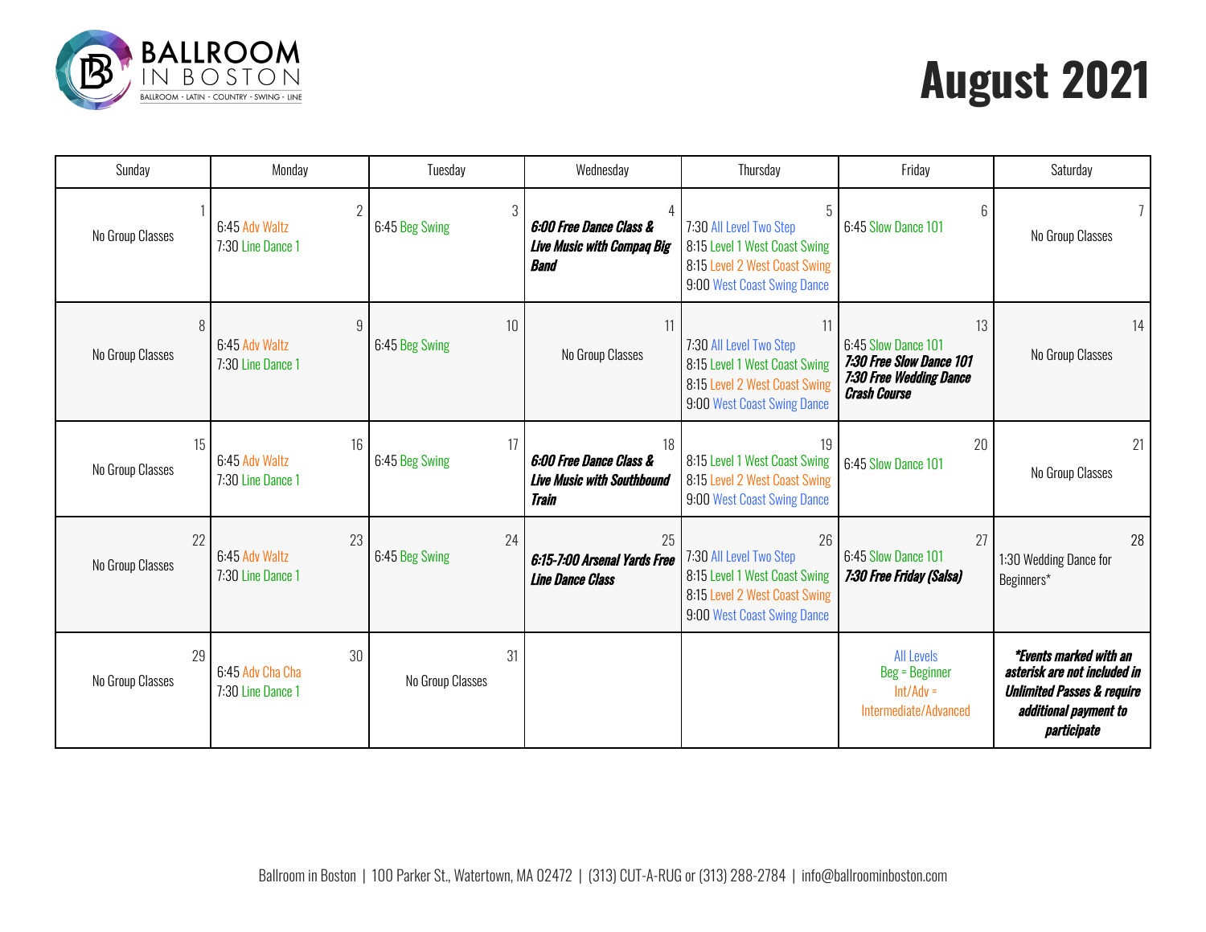BALLROOM IN BOSTON

BALLROOM - LATIN - COUNTRY - SWING - LINE

# August 2021

| Sunday | Monday | Tuesday | Wednesday | Thursday | Friday | Saturday |
|---|---|---|---|---|---|---|
| 1<br>No Group Classes | 2<br>6:45 Adv Waltz<br>7:30 Line Dance 1 | 3<br>6:45 Beg Swing | 4<br>***6:00 Free Dance Class & Live Music with Compaq Big Band*** | 5<br>7:30 All Level Two Step<br>8:15 Level 1 West Coast Swing<br>8:15 Level 2 West Coast Swing<br>9:00 West Coast Swing Dance | 6<br>6:45 Slow Dance 101 | 7<br>No Group Classes |
| 8<br>No Group Classes | 9<br>6:45 Adv Waltz<br>7:30 Line Dance 1 | 10<br>6:45 Beg Swing | 11<br>No Group Classes | 11<br>7:30 All Level Two Step<br>8:15 Level 1 West Coast Swing<br>8:15 Level 2 West Coast Swing<br>9:00 West Coast Swing Dance | 13<br>6:45 Slow Dance 101<br>***7:30 Free Slow Dance 101***<br>***7:30 Free Wedding Dance Crash Course*** | 14<br>No Group Classes |
| 15<br>No Group Classes | 16<br>6:45 Adv Waltz<br>7:30 Line Dance 1 | 17<br>6:45 Beg Swing | 18<br>***6:00 Free Dance Class & Live Music with Southbound Train*** | 19<br>8:15 Level 1 West Coast Swing<br>8:15 Level 2 West Coast Swing<br>9:00 West Coast Swing Dance | 20<br>6:45 Slow Dance 101 | 21<br>No Group Classes |
| 22<br>No Group Classes | 23<br>6:45 Adv Waltz<br>7:30 Line Dance 1 | 24<br>6:45 Beg Swing | 25<br>***6:15-7:00 Arsenal Yards Free Line Dance Class*** | 26<br>7:30 All Level Two Step<br>8:15 Level 1 West Coast Swing<br>8:15 Level 2 West Coast Swing<br>9:00 West Coast Swing Dance | 27<br>6:45 Slow Dance 101<br>***7:30 Free Friday (Salsa)*** | 28<br>1:30 Wedding Dance for Beginners* |
| 29<br>No Group Classes | 30<br>6:45 Adv Cha Cha<br>7:30 Line Dance 1 | 31<br>No Group Classes | | | All Levels<br>Beg = Beginner<br>Int/Adv = Intermediate/Advanced | ****Events marked with an asterisk are not included in Unlimited Passes & require additional payment to participate*** |

Ballroom in Boston | 100 Parker St., Watertown, MA 02472 | (313) CUT-A-RUG or (313) 288-2784 | info@ballroominboston.com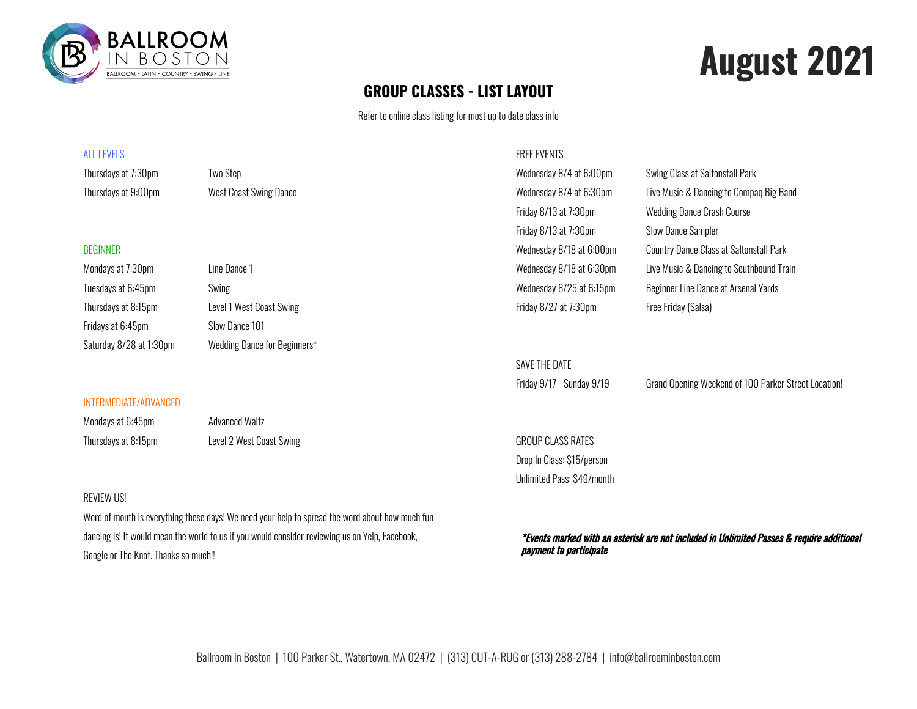# August 2021

## GROUP CLASSES - LIST LAYOUT

Refer to online class listing for most up to date class info

### ALL LEVELS

| | |
|---|---|
| Thursdays at 7:30pm | Two Step |
| Thursdays at 9:00pm | West Coast Swing Dance |

### BEGINNER

| | |
|---|---|
| Mondays at 7:30pm | Line Dance 1 |
| Tuesdays at 6:45pm | Swing |
| Thursdays at 8:15pm | Level 1 West Coast Swing |
| Fridays at 6:45pm | Slow Dance 101 |
| Saturday 8/28 at 1:30pm | Wedding Dance for Beginners* |

### INTERMEDIATE/ADVANCED

| | |
|---|---|
| Mondays at 6:45pm | Advanced Waltz |
| Thursdays at 8:15pm | Level 2 West Coast Swing |

### REVIEW US!

Word of mouth is everything these days! We need your help to spread the word about how much fun dancing is! It would mean the world to us if you would consider reviewing us on Yelp, Facebook, Google or The Knot. Thanks so much!!

### FREE EVENTS

| | |
|---|---|
| Wednesday 8/4 at 6:00pm | Swing Class at Saltonstall Park |
| Wednesday 8/4 at 6:30pm | Live Music & Dancing to Compaq Big Band |
| Friday 8/13 at 7:30pm | Wedding Dance Crash Course |
| Friday 8/13 at 7:30pm | Slow Dance Sampler |
| Wednesday 8/18 at 6:00pm | Country Dance Class at Saltonstall Park |
| Wednesday 8/18 at 6:30pm | Live Music & Dancing to Southbound Train |
| Wednesday 8/25 at 6:15pm | Beginner Line Dance at Arsenal Yards |
| Friday 8/27 at 7:30pm | Free Friday (Salsa) |

### SAVE THE DATE

| | |
|---|---|
| Friday 9/17 - Sunday 9/19 | Grand Opening Weekend of 100 Parker Street Location! |

### GROUP CLASS RATES

Drop In Class: $15/person

Unlimited Pass: $49/month

***Events marked with an asterisk are not included in Unlimited Passes & require additional payment to participate***

Ballroom in Boston | 100 Parker St., Watertown, MA 02472 | (313) CUT-A-RUG or (313) 288-2784 | info@ballroominboston.com